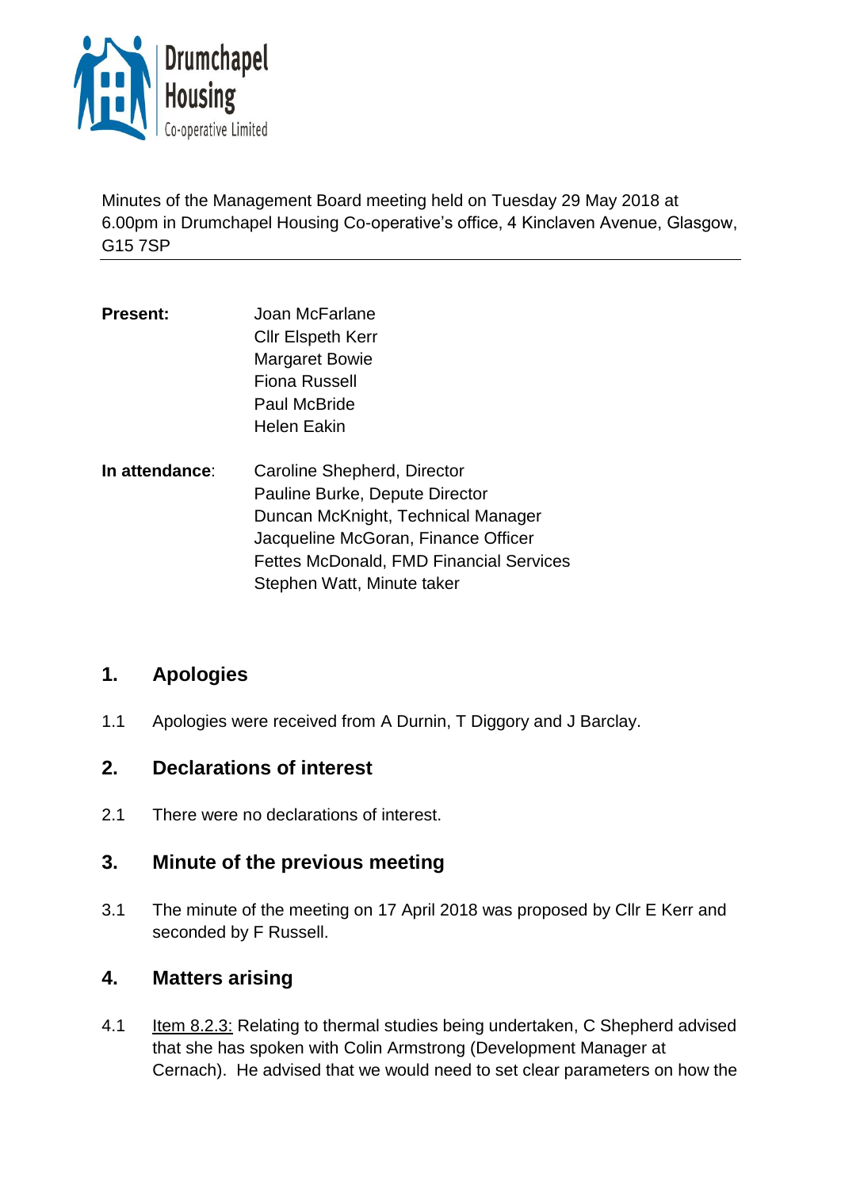Drumchapel Housing Co-operative Limited

Minutes of the Management Board meeting held on Tuesday 29 May 2018 at 6.00pm in Drumchapel Housing Co-operative's office, 4 Kinclaven Avenue, Glasgow, G15 7SP

---

**Present:** Joan McFarlane
Cllr Elspeth Kerr
Margaret Bowie
Fiona Russell
Paul McBride
Helen Eakin

**In attendance:** Caroline Shepherd, Director
Pauline Burke, Depute Director
Duncan McKnight, Technical Manager
Jacqueline McGoran, Finance Officer
Fettes McDonald, FMD Financial Services
Stephen Watt, Minute taker

## 1. Apologies

1.1 Apologies were received from A Durnin, T Diggory and J Barclay.

## 2. Declarations of interest

2.1 There were no declarations of interest.

## 3. Minute of the previous meeting

3.1 The minute of the meeting on 17 April 2018 was proposed by Cllr E Kerr and seconded by F Russell.

## 4. Matters arising

4.1 Item 8.2.3: Relating to thermal studies being undertaken, C Shepherd advised that she has spoken with Colin Armstrong (Development Manager at Cernach). He advised that we would need to set clear parameters on how the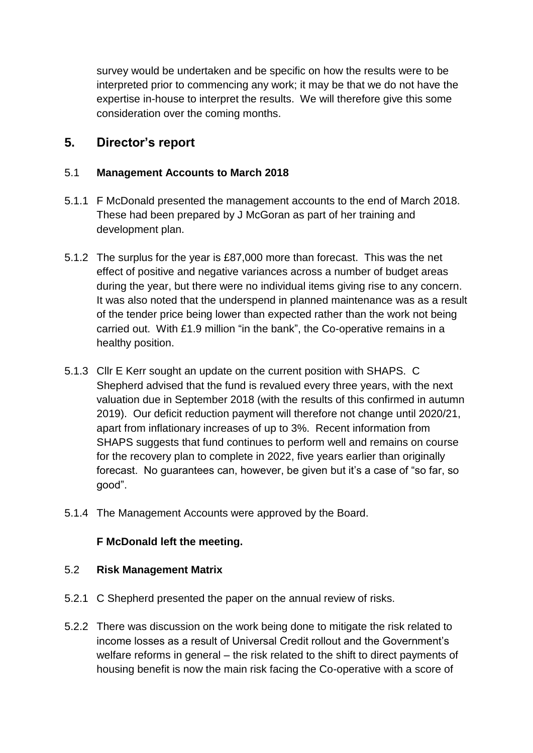survey would be undertaken and be specific on how the results were to be interpreted prior to commencing any work; it may be that we do not have the expertise in-house to interpret the results. We will therefore give this some consideration over the coming months.

## 5. Director's report

### 5.1 Management Accounts to March 2018

5.1.1 F McDonald presented the management accounts to the end of March 2018. These had been prepared by J McGoran as part of her training and development plan.

5.1.2 The surplus for the year is £87,000 more than forecast. This was the net effect of positive and negative variances across a number of budget areas during the year, but there were no individual items giving rise to any concern. It was also noted that the underspend in planned maintenance was as a result of the tender price being lower than expected rather than the work not being carried out. With £1.9 million "in the bank", the Co-operative remains in a healthy position.

5.1.3 Cllr E Kerr sought an update on the current position with SHAPS. C Shepherd advised that the fund is revalued every three years, with the next valuation due in September 2018 (with the results of this confirmed in autumn 2019). Our deficit reduction payment will therefore not change until 2020/21, apart from inflationary increases of up to 3%. Recent information from SHAPS suggests that fund continues to perform well and remains on course for the recovery plan to complete in 2022, five years earlier than originally forecast. No guarantees can, however, be given but it's a case of "so far, so good".

5.1.4 The Management Accounts were approved by the Board.

**F McDonald left the meeting.**

### 5.2 Risk Management Matrix

5.2.1 C Shepherd presented the paper on the annual review of risks.

5.2.2 There was discussion on the work being done to mitigate the risk related to income losses as a result of Universal Credit rollout and the Government's welfare reforms in general – the risk related to the shift to direct payments of housing benefit is now the main risk facing the Co-operative with a score of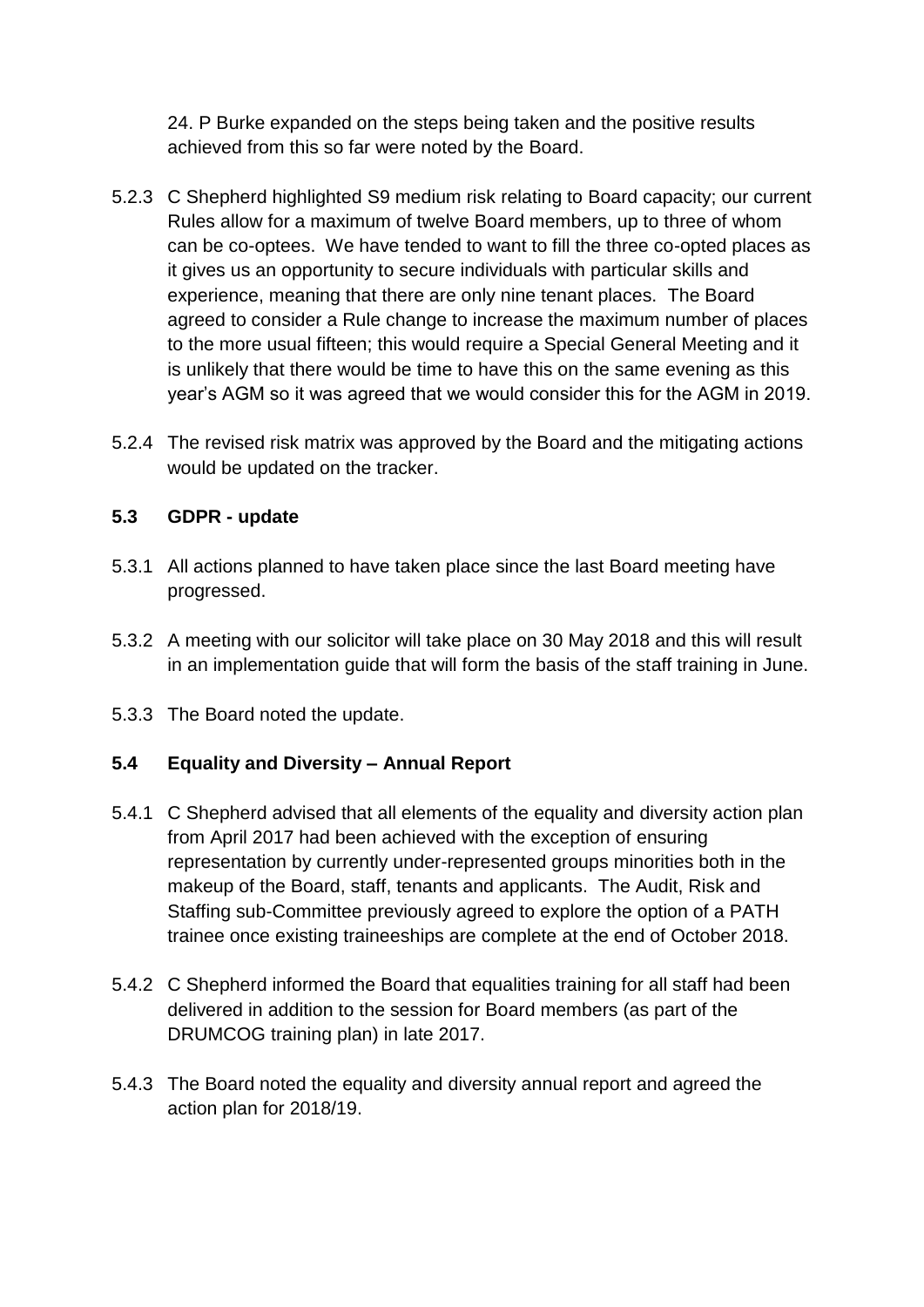24. P Burke expanded on the steps being taken and the positive results achieved from this so far were noted by the Board.

5.2.3 C Shepherd highlighted S9 medium risk relating to Board capacity; our current Rules allow for a maximum of twelve Board members, up to three of whom can be co-optees. We have tended to want to fill the three co-opted places as it gives us an opportunity to secure individuals with particular skills and experience, meaning that there are only nine tenant places. The Board agreed to consider a Rule change to increase the maximum number of places to the more usual fifteen; this would require a Special General Meeting and it is unlikely that there would be time to have this on the same evening as this year's AGM so it was agreed that we would consider this for the AGM in 2019.

5.2.4 The revised risk matrix was approved by the Board and the mitigating actions would be updated on the tracker.

### 5.3 GDPR - update

5.3.1 All actions planned to have taken place since the last Board meeting have progressed.

5.3.2 A meeting with our solicitor will take place on 30 May 2018 and this will result in an implementation guide that will form the basis of the staff training in June.

5.3.3 The Board noted the update.

### 5.4 Equality and Diversity – Annual Report

5.4.1 C Shepherd advised that all elements of the equality and diversity action plan from April 2017 had been achieved with the exception of ensuring representation by currently under-represented groups minorities both in the makeup of the Board, staff, tenants and applicants. The Audit, Risk and Staffing sub-Committee previously agreed to explore the option of a PATH trainee once existing traineeships are complete at the end of October 2018.

5.4.2 C Shepherd informed the Board that equalities training for all staff had been delivered in addition to the session for Board members (as part of the DRUMCOG training plan) in late 2017.

5.4.3 The Board noted the equality and diversity annual report and agreed the action plan for 2018/19.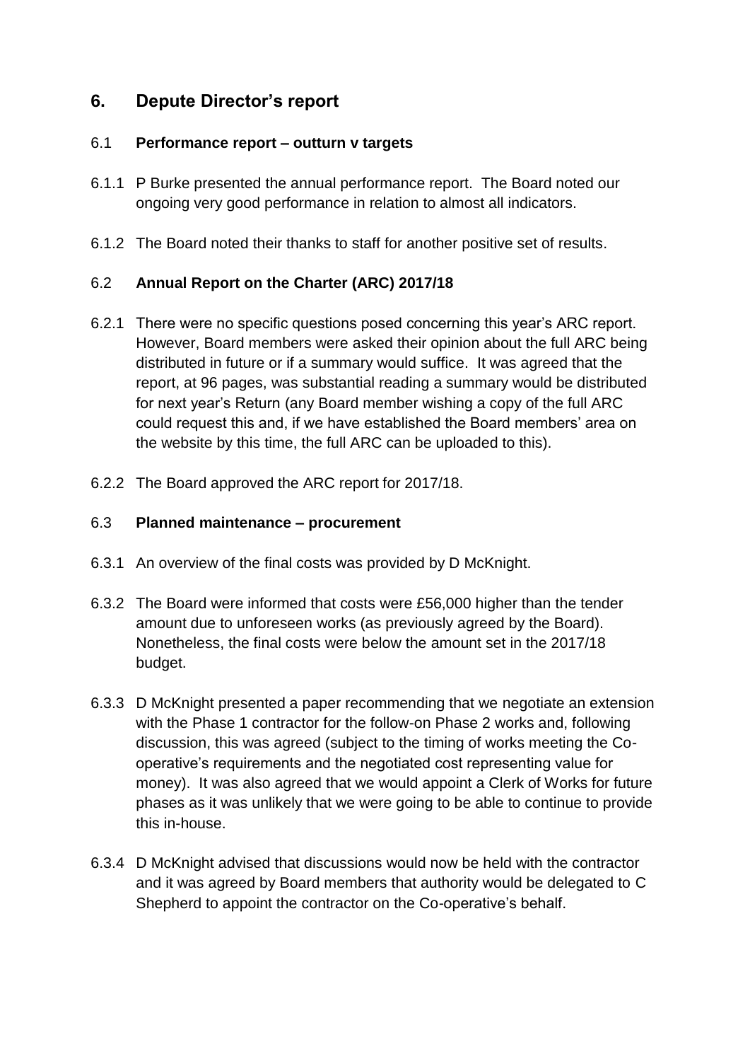## 6. Depute Director's report

### 6.1 Performance report – outturn v targets

6.1.1 P Burke presented the annual performance report. The Board noted our ongoing very good performance in relation to almost all indicators.

6.1.2 The Board noted their thanks to staff for another positive set of results.

### 6.2 Annual Report on the Charter (ARC) 2017/18

6.2.1 There were no specific questions posed concerning this year's ARC report. However, Board members were asked their opinion about the full ARC being distributed in future or if a summary would suffice. It was agreed that the report, at 96 pages, was substantial reading a summary would be distributed for next year's Return (any Board member wishing a copy of the full ARC could request this and, if we have established the Board members' area on the website by this time, the full ARC can be uploaded to this).

6.2.2 The Board approved the ARC report for 2017/18.

### 6.3 Planned maintenance – procurement

6.3.1 An overview of the final costs was provided by D McKnight.

6.3.2 The Board were informed that costs were £56,000 higher than the tender amount due to unforeseen works (as previously agreed by the Board). Nonetheless, the final costs were below the amount set in the 2017/18 budget.

6.3.3 D McKnight presented a paper recommending that we negotiate an extension with the Phase 1 contractor for the follow-on Phase 2 works and, following discussion, this was agreed (subject to the timing of works meeting the Co-operative's requirements and the negotiated cost representing value for money). It was also agreed that we would appoint a Clerk of Works for future phases as it was unlikely that we were going to be able to continue to provide this in-house.

6.3.4 D McKnight advised that discussions would now be held with the contractor and it was agreed by Board members that authority would be delegated to C Shepherd to appoint the contractor on the Co-operative's behalf.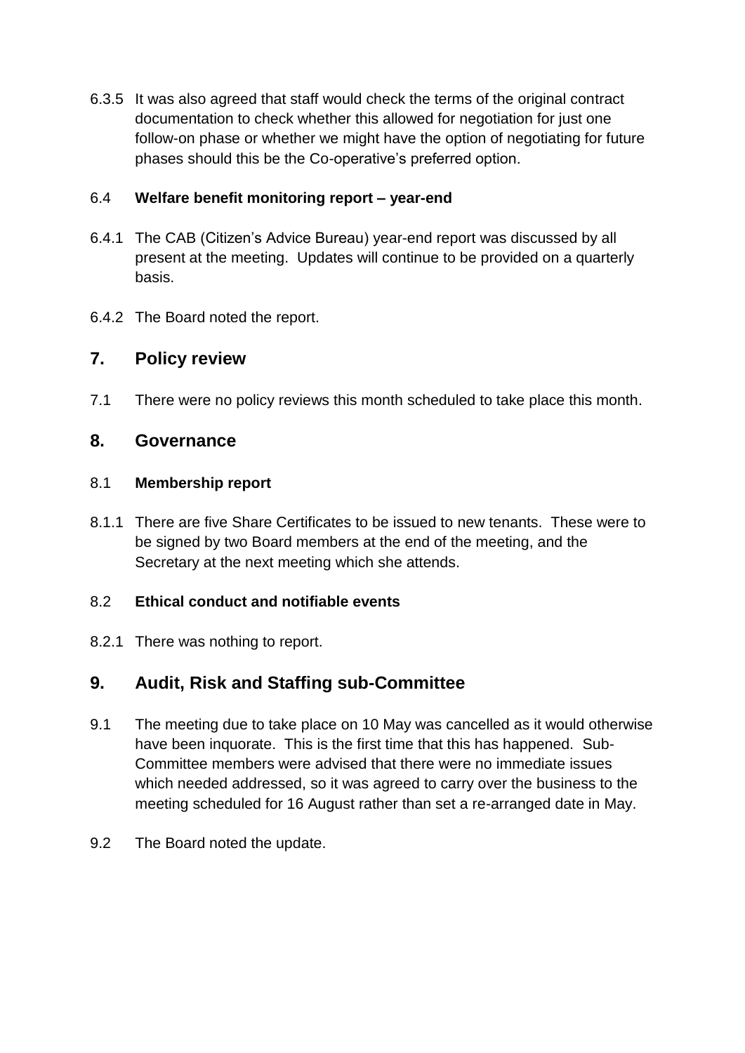6.3.5 It was also agreed that staff would check the terms of the original contract documentation to check whether this allowed for negotiation for just one follow-on phase or whether we might have the option of negotiating for future phases should this be the Co-operative's preferred option.

6.4 **Welfare benefit monitoring report – year-end**

6.4.1 The CAB (Citizen's Advice Bureau) year-end report was discussed by all present at the meeting. Updates will continue to be provided on a quarterly basis.

6.4.2 The Board noted the report.

## 7. Policy review

7.1 There were no policy reviews this month scheduled to take place this month.

## 8. Governance

8.1 **Membership report**

8.1.1 There are five Share Certificates to be issued to new tenants. These were to be signed by two Board members at the end of the meeting, and the Secretary at the next meeting which she attends.

8.2 **Ethical conduct and notifiable events**

8.2.1 There was nothing to report.

## 9. Audit, Risk and Staffing sub-Committee

9.1 The meeting due to take place on 10 May was cancelled as it would otherwise have been inquorate. This is the first time that this has happened. Sub-Committee members were advised that there were no immediate issues which needed addressed, so it was agreed to carry over the business to the meeting scheduled for 16 August rather than set a re-arranged date in May.

9.2 The Board noted the update.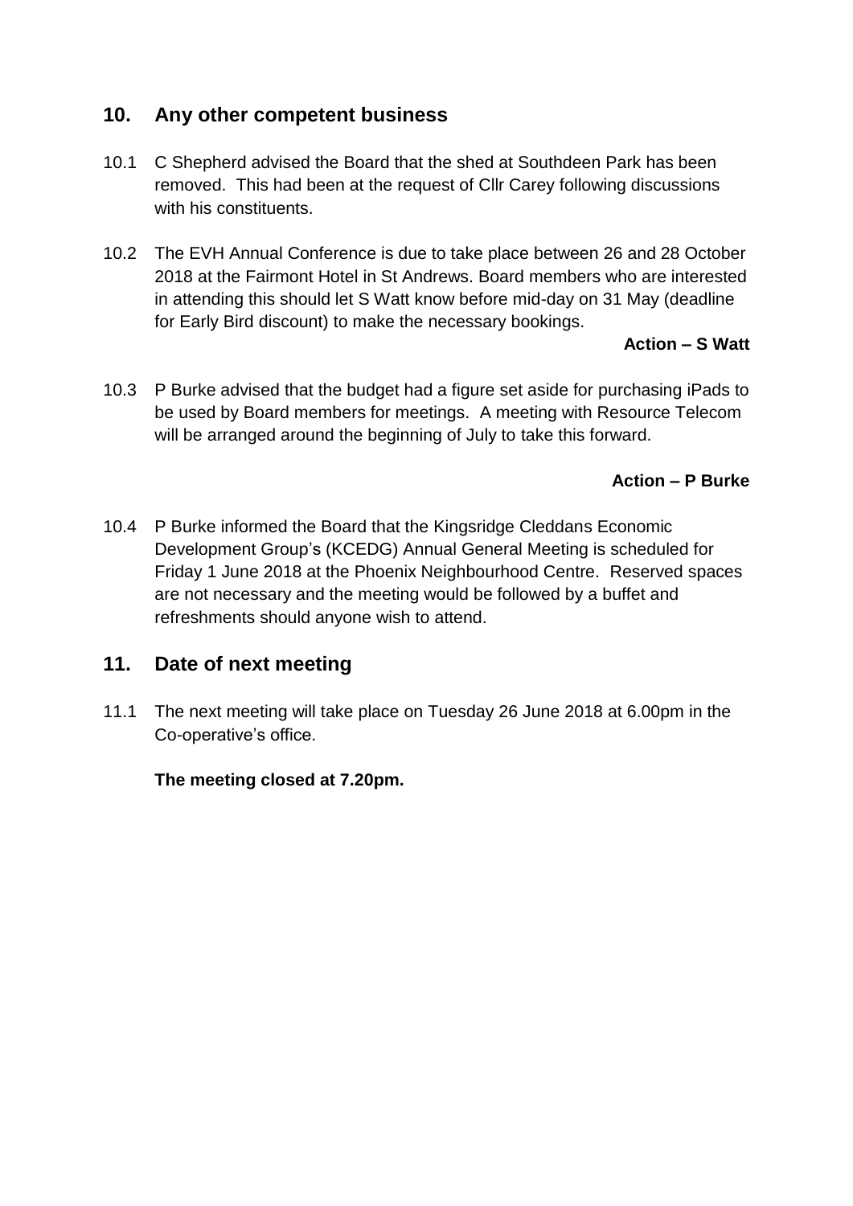## 10. Any other competent business

10.1 C Shepherd advised the Board that the shed at Southdeen Park has been removed. This had been at the request of Cllr Carey following discussions with his constituents.

10.2 The EVH Annual Conference is due to take place between 26 and 28 October 2018 at the Fairmont Hotel in St Andrews. Board members who are interested in attending this should let S Watt know before mid-day on 31 May (deadline for Early Bird discount) to make the necessary bookings.

**Action – S Watt**

10.3 P Burke advised that the budget had a figure set aside for purchasing iPads to be used by Board members for meetings. A meeting with Resource Telecom will be arranged around the beginning of July to take this forward.

**Action – P Burke**

10.4 P Burke informed the Board that the Kingsridge Cleddans Economic Development Group's (KCEDG) Annual General Meeting is scheduled for Friday 1 June 2018 at the Phoenix Neighbourhood Centre. Reserved spaces are not necessary and the meeting would be followed by a buffet and refreshments should anyone wish to attend.

## 11. Date of next meeting

11.1 The next meeting will take place on Tuesday 26 June 2018 at 6.00pm in the Co-operative's office.

**The meeting closed at 7.20pm.**